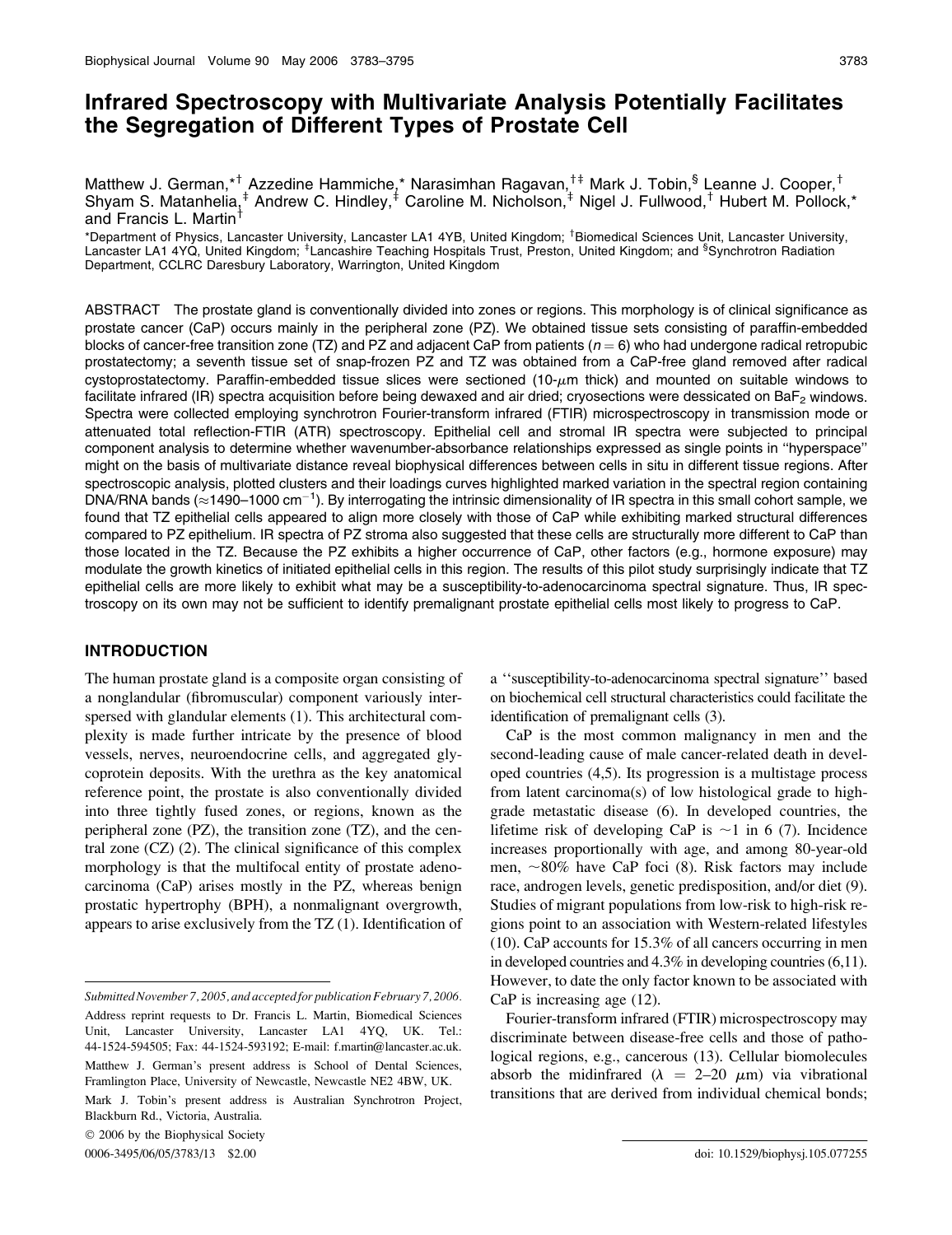# Infrared Spectroscopy with Multivariate Analysis Potentially Facilitates the Segregation of Different Types of Prostate Cell

Matthew J. German,*† Azzedine Hammiche,* Narasimhan Ragavan,†‡ Mark J. Tobin,§ Leanne J. Cooper,† Shyam S. Matanhelia,‡ Andrew C. Hindley,‡ Caroline M. Nicholson,‡ Nigel J. Fullwood,† Hubert M. Pollock,* and Francis L. Martin†

*Department of Physics, Lancaster University, Lancaster LA1 4YB, United Kingdom; †Biomedical Sciences Unit, Lancaster University, Lancaster LA1 4YQ, United Kingdom; ‡Lancashire Teaching Hospitals Trust, Preston, United Kingdom; and §Synchrotron Radiation Department, CCLRC Daresbury Laboratory, Warrington, United Kingdom

ABSTRACT The prostate gland is conventionally divided into zones or regions. This morphology is of clinical significance as prostate cancer (CaP) occurs mainly in the peripheral zone (PZ). We obtained tissue sets consisting of paraffin-embedded blocks of cancer-free transition zone (TZ) and PZ and adjacent CaP from patients ($n = 6$) who had undergone radical retropubic prostatectomy; a seventh tissue set of snap-frozen PZ and TZ was obtained from a CaP-free gland removed after radical cystoprostatectomy. Paraffin-embedded tissue slices were sectioned (10-$\mu$m thick) and mounted on suitable windows to facilitate infrared (IR) spectra acquisition before being dewaxed and air dried; cryosections were desiccated on $BaF_2$ windows. Spectra were collected employing synchrotron Fourier-transform infrared (FTIR) microspectroscopy in transmission mode or attenuated total reflection-FTIR (ATR) spectroscopy. Epithelial cell and stromal IR spectra were subjected to principal component analysis to determine whether wavenumber-absorbance relationships expressed as single points in "hyperspace" might on the basis of multivariate distance reveal biophysical differences between cells in situ in different tissue regions. After spectroscopic analysis, plotted clusters and their loadings curves highlighted marked variation in the spectral region containing DNA/RNA bands (≈1490–1000 $cm^{-1}$). By interrogating the intrinsic dimensionality of IR spectra in this small cohort sample, we found that TZ epithelial cells appeared to align more closely with those of CaP while exhibiting marked structural differences compared to PZ epithelium. IR spectra of PZ stroma also suggested that these cells are structurally more different to CaP than those located in the TZ. Because the PZ exhibits a higher occurrence of CaP, other factors (e.g., hormone exposure) may modulate the growth kinetics of initiated epithelial cells in this region. The results of this pilot study surprisingly indicate that TZ epithelial cells are more likely to exhibit what may be a susceptibility-to-adenocarcinoma spectral signature. Thus, IR spectroscopy on its own may not be sufficient to identify premalignant prostate epithelial cells most likely to progress to CaP.

## INTRODUCTION

The human prostate gland is a composite organ consisting of a nonglandular (fibromuscular) component variously interspersed with glandular elements (1). This architectural complexity is made further intricate by the presence of blood vessels, nerves, neuroendocrine cells, and aggregated glycoprotein deposits. With the urethra as the key anatomical reference point, the prostate is also conventionally divided into three tightly fused zones, or regions, known as the peripheral zone (PZ), the transition zone (TZ), and the central zone (CZ) (2). The clinical significance of this complex morphology is that the multifocal entity of prostate adenocarcinoma (CaP) arises mostly in the PZ, whereas benign prostatic hypertrophy (BPH), a nonmalignant overgrowth, appears to arise exclusively from the TZ (1). Identification of a "susceptibility-to-adenocarcinoma spectral signature" based on biochemical cell structural characteristics could facilitate the identification of premalignant cells (3).

CaP is the most common malignancy in men and the second-leading cause of male cancer-related death in developed countries (4,5). Its progression is a multistage process from latent carcinoma(s) of low histological grade to high-grade metastatic disease (6). In developed countries, the lifetime risk of developing CaP is ~1 in 6 (7). Incidence increases proportionally with age, and among 80-year-old men, ~80% have CaP foci (8). Risk factors may include race, androgen levels, genetic predisposition, and/or diet (9). Studies of migrant populations from low-risk to high-risk regions point to an association with Western-related lifestyles (10). CaP accounts for 15.3% of all cancers occurring in men in developed countries and 4.3% in developing countries (6,11). However, to date the only factor known to be associated with CaP is increasing age (12).

Fourier-transform infrared (FTIR) microspectroscopy may discriminate between disease-free cells and those of pathological regions, e.g., cancerous (13). Cellular biomolecules absorb the midinfrared ($\lambda$ = 2–20 $\mu$m) via vibrational transitions that are derived from individual chemical bonds;

---

*Submitted November 7, 2005, and accepted for publication February 7, 2006.*

Address reprint requests to Dr. Francis L. Martin, Biomedical Sciences Unit, Lancaster University, Lancaster LA1 4YQ, UK. Tel.: 44-1524-594505; Fax: 44-1524-593192; E-mail: f.martin@lancaster.ac.uk.

Matthew J. German's present address is School of Dental Sciences, Framlington Place, University of Newcastle, Newcastle NE2 4BW, UK.

Mark J. Tobin's present address is Australian Synchrotron Project, Blackburn Rd., Victoria, Australia.

© 2006 by the Biophysical Society

0006-3495/06/05/3783/13 $2.00

doi: 10.1529/biophysj.105.077255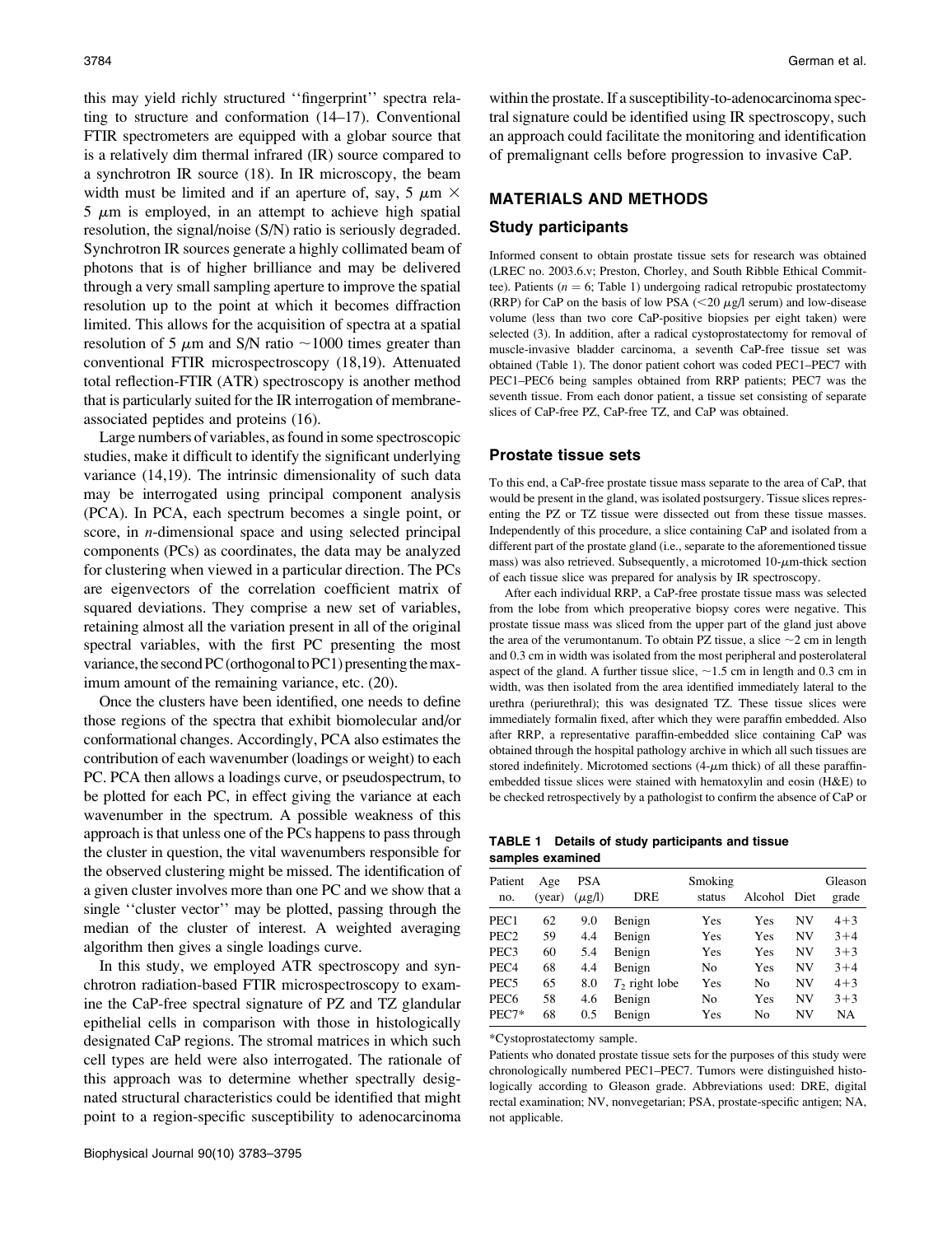this may yield richly structured ''fingerprint'' spectra relating to structure and conformation (14–17). Conventional FTIR spectrometers are equipped with a globar source that is a relatively dim thermal infrared (IR) source compared to a synchrotron IR source (18). In IR microscopy, the beam width must be limited and if an aperture of, say, 5 $\mu$m × 5 $\mu$m is employed, in an attempt to achieve high spatial resolution, the signal/noise (S/N) ratio is seriously degraded. Synchrotron IR sources generate a highly collimated beam of photons that is of higher brilliance and may be delivered through a very small sampling aperture to improve the spatial resolution up to the point at which it becomes diffraction limited. This allows for the acquisition of spectra at a spatial resolution of 5 $\mu$m and S/N ratio ~1000 times greater than conventional FTIR microspectroscopy (18,19). Attenuated total reflection-FTIR (ATR) spectroscopy is another method that is particularly suited for the IR interrogation of membrane-associated peptides and proteins (16).

Large numbers of variables, as found in some spectroscopic studies, make it difficult to identify the significant underlying variance (14,19). The intrinsic dimensionality of such data may be interrogated using principal component analysis (PCA). In PCA, each spectrum becomes a single point, or score, in *n*-dimensional space and using selected principal components (PCs) as coordinates, the data may be analyzed for clustering when viewed in a particular direction. The PCs are eigenvectors of the correlation coefficient matrix of squared deviations. They comprise a new set of variables, retaining almost all the variation present in all of the original spectral variables, with the first PC presenting the most variance, the second PC (orthogonal to PC1) presenting the maximum amount of the remaining variance, etc. (20).

Once the clusters have been identified, one needs to define those regions of the spectra that exhibit biomolecular and/or conformational changes. Accordingly, PCA also estimates the contribution of each wavenumber (loadings or weight) to each PC. PCA then allows a loadings curve, or pseudospectrum, to be plotted for each PC, in effect giving the variance at each wavenumber in the spectrum. A possible weakness of this approach is that unless one of the PCs happens to pass through the cluster in question, the vital wavenumbers responsible for the observed clustering might be missed. The identification of a given cluster involves more than one PC and we show that a single ''cluster vector'' may be plotted, passing through the median of the cluster of interest. A weighted averaging algorithm then gives a single loadings curve.

In this study, we employed ATR spectroscopy and synchrotron radiation-based FTIR microspectroscopy to examine the CaP-free spectral signature of PZ and TZ glandular epithelial cells in comparison with those in histologically designated CaP regions. The stromal matrices in which such cell types are held were also interrogated. The rationale of this approach was to determine whether spectrally designated structural characteristics could be identified that might point to a region-specific susceptibility to adenocarcinoma within the prostate. If a susceptibility-to-adenocarcinoma spectral signature could be identified using IR spectroscopy, such an approach could facilitate the monitoring and identification of premalignant cells before progression to invasive CaP.

## MATERIALS AND METHODS

### Study participants

Informed consent to obtain prostate tissue sets for research was obtained (LREC no. 2003.6.v; Preston, Chorley, and South Ribble Ethical Committee). Patients ($n = 6$; Table 1) undergoing radical retropubic prostatectomy (RRP) for CaP on the basis of low PSA (<20 $\mu$g/l serum) and low-disease volume (less than two core CaP-positive biopsies per eight taken) were selected (3). In addition, after a radical cystoprostatectomy for removal of muscle-invasive bladder carcinoma, a seventh CaP-free tissue set was obtained (Table 1). The donor patient cohort was coded PEC1–PEC7 with PEC1–PEC6 being samples obtained from RRP patients; PEC7 was the seventh tissue. From each donor patient, a tissue set consisting of separate slices of CaP-free PZ, CaP-free TZ, and CaP was obtained.

### Prostate tissue sets

To this end, a CaP-free prostate tissue mass separate to the area of CaP, that would be present in the gland, was isolated postsurgery. Tissue slices representing the PZ or TZ tissue were dissected out from these tissue masses. Independently of this procedure, a slice containing CaP and isolated from a different part of the prostate gland (i.e., separate to the aforementioned tissue mass) was also retrieved. Subsequently, a microtomed 10-$\mu$m-thick section of each tissue slice was prepared for analysis by IR spectroscopy.

After each individual RRP, a CaP-free prostate tissue mass was selected from the lobe from which preoperative biopsy cores were negative. This prostate tissue mass was sliced from the upper part of the gland just above the area of the verumontanum. To obtain PZ tissue, a slice ~2 cm in length and 0.3 cm in width was isolated from the most peripheral and posterolateral aspect of the gland. A further tissue slice, ~1.5 cm in length and 0.3 cm in width, was then isolated from the area identified immediately lateral to the urethra (periurethral); this was designated TZ. These tissue slices were immediately formalin fixed, after which they were paraffin embedded. Also after RRP, a representative paraffin-embedded slice containing CaP was obtained through the hospital pathology archive in which all such tissues are stored indefinitely. Microtomed sections (4-$\mu$m thick) of all these paraffin-embedded tissue slices were stained with hematoxylin and eosin (H&E) to be checked retrospectively by a pathologist to confirm the absence of CaP or

**TABLE 1 Details of study participants and tissue samples examined**

| Patient no. | Age (year) | PSA ($\mu$g/l) | DRE | Smoking status | Alcohol | Diet | Gleason grade |
|---|---|---|---|---|---|---|---|
| PEC1 | 62 | 9.0 | Benign | Yes | Yes | NV | 4+3 |
| PEC2 | 59 | 4.4 | Benign | Yes | Yes | NV | 3+4 |
| PEC3 | 60 | 5.4 | Benign | Yes | Yes | NV | 3+3 |
| PEC4 | 68 | 4.4 | Benign | No | Yes | NV | 3+4 |
| PEC5 | 65 | 8.0 | $T_2$ right lobe | Yes | No | NV | 4+3 |
| PEC6 | 58 | 4.6 | Benign | No | Yes | NV | 3+3 |
| PEC7* | 68 | 0.5 | Benign | Yes | No | NV | NA |

*Cystoprostatectomy sample.

Patients who donated prostate tissue sets for the purposes of this study were chronologically numbered PEC1–PEC7. Tumors were distinguished histologically according to Gleason grade. Abbreviations used: DRE, digital rectal examination; NV, nonvegetarian; PSA, prostate-specific antigen; NA, not applicable.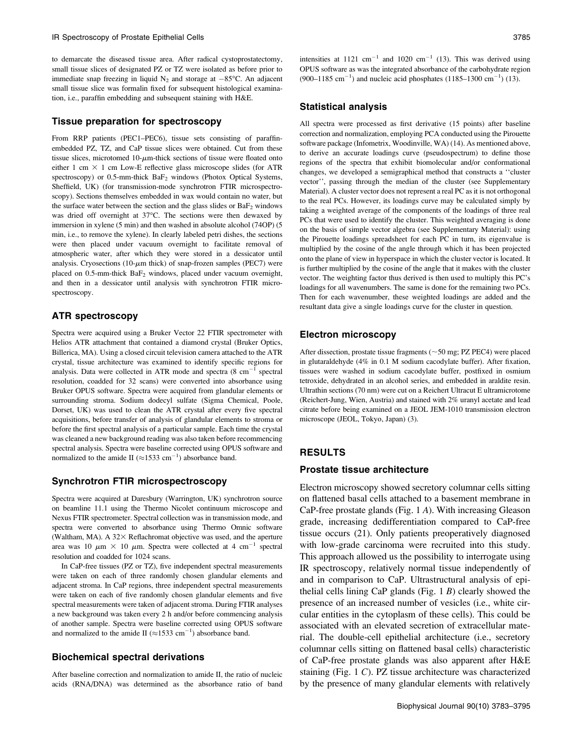to demarcate the diseased tissue area. After radical cystoprostatectomy, small tissue slices of designated PZ or TZ were isolated as before prior to immediate snap freezing in liquid $N_2$ and storage at $-85°C$. An adjacent small tissue slice was formalin fixed for subsequent histological examination, i.e., paraffin embedding and subsequent staining with H&E.

### Tissue preparation for spectroscopy

From RRP patients (PEC1–PEC6), tissue sets consisting of paraffin-embedded PZ, TZ, and CaP tissue slices were obtained. Cut from these tissue slices, microtomed 10-$\mu$m-thick sections of tissue were floated onto either 1 cm × 1 cm Low-E reflective glass microscope slides (for ATR spectroscopy) or 0.5-mm-thick $BaF_2$ windows (Photox Optical Systems, Sheffield, UK) (for transmission-mode synchrotron FTIR microspectroscopy). Sections themselves embedded in wax would contain no water, but the surface water between the section and the glass slides or $BaF_2$ windows was dried off overnight at 37°C. The sections were then dewaxed by immersion in xylene (5 min) and then washed in absolute alcohol (74OP) (5 min, i.e., to remove the xylene). In clearly labeled petri dishes, the sections were then placed under vacuum overnight to facilitate removal of atmospheric water, after which they were stored in a dessicator until analysis. Cryosections (10-$\mu$m thick) of snap-frozen samples (PEC7) were placed on 0.5-mm-thick $BaF_2$ windows, placed under vacuum overnight, and then in a dessicator until analysis with synchrotron FTIR microspectroscopy.

### ATR spectroscopy

Spectra were acquired using a Bruker Vector 22 FTIR spectrometer with Helios ATR attachment that contained a diamond crystal (Bruker Optics, Billerica, MA). Using a closed circuit television camera attached to the ATR crystal, tissue architecture was examined to identify specific regions for analysis. Data were collected in ATR mode and spectra (8 $cm^{-1}$ spectral resolution, coadded for 32 scans) were converted into absorbance using Bruker OPUS software. Spectra were acquired from glandular elements or surrounding stroma. Sodium dodecyl sulfate (Sigma Chemical, Poole, Dorset, UK) was used to clean the ATR crystal after every five spectral acquisitions, before transfer of analysis of glandular elements to stroma or before the first spectral analysis of a particular sample. Each time the crystal was cleaned a new background reading was also taken before recommencing spectral analysis. Spectra were baseline corrected using OPUS software and normalized to the amide II ($\approx$1533 $cm^{-1}$) absorbance band.

### Synchrotron FTIR microspectroscopy

Spectra were acquired at Daresbury (Warrington, UK) synchrotron source on beamline 11.1 using the Thermo Nicolet continuum microscope and Nexus FTIR spectrometer. Spectral collection was in transmission mode, and spectra were converted to absorbance using Thermo Omnic software (Waltham, MA). A 32× Reflachromat objective was used, and the aperture area was 10 $\mu$m × 10 $\mu$m. Spectra were collected at 4 $cm^{-1}$ spectral resolution and coadded for 1024 scans.

In CaP-free tissues (PZ or TZ), five independent spectral measurements were taken on each of three randomly chosen glandular elements and adjacent stroma. In CaP regions, three independent spectral measurements were taken on each of five randomly chosen glandular elements and five spectral measurements were taken of adjacent stroma. During FTIR analyses a new background was taken every 2 h and/or before commencing analysis of another sample. Spectra were baseline corrected using OPUS software and normalized to the amide II ($\approx$1533 $cm^{-1}$) absorbance band.

### Biochemical spectral derivations

After baseline correction and normalization to amide II, the ratio of nucleic acids (RNA/DNA) was determined as the absorbance ratio of band intensities at 1121 $cm^{-1}$ and 1020 $cm^{-1}$ (13). This was derived using OPUS software as was the integrated absorbance of the carbohydrate region (900–1185 $cm^{-1}$) and nucleic acid phosphates (1185–1300 $cm^{-1}$) (13).

### Statistical analysis

All spectra were processed as first derivative (15 points) after baseline correction and normalization, employing PCA conducted using the Pirouette software package (Infometrix, Woodinville, WA) (14). As mentioned above, to derive an accurate loadings curve (pseudospectrum) to define those regions of the spectra that exhibit biomolecular and/or conformational changes, we developed a semigraphical method that constructs a ''cluster vector'', passing through the median of the cluster (see Supplementary Material). A cluster vector does not represent a real PC as it is not orthogonal to the real PCs. However, its loadings curve may be calculated simply by taking a weighted average of the components of the loadings of three real PCs that were used to identify the cluster. This weighted averaging is done on the basis of simple vector algebra (see Supplementary Material): using the Pirouette loadings spreadsheet for each PC in turn, its eigenvalue is multiplied by the cosine of the angle through which it has been projected onto the plane of view in hyperspace in which the cluster vector is located. It is further multiplied by the cosine of the angle that it makes with the cluster vector. The weighting factor thus derived is then used to multiply this PC's loadings for all wavenumbers. The same is done for the remaining two PCs. Then for each wavenumber, these weighted loadings are added and the resultant data give a single loadings curve for the cluster in question.

### Electron microscopy

After dissection, prostate tissue fragments (~50 mg; PZ PEC4) were placed in glutaraldehyde (4% in 0.1 M sodium cacodylate buffer). After fixation, tissues were washed in sodium cacodylate buffer, postfixed in osmium tetroxide, dehydrated in an alcohol series, and embedded in araldite resin. Ultrathin sections (70 nm) were cut on a Reichert Ultracut E ultramicrotome (Reichert-Jung, Wien, Austria) and stained with 2% uranyl acetate and lead citrate before being examined on a JEOL JEM-1010 transmission electron microscope (JEOL, Tokyo, Japan) (3).

## RESULTS

### Prostate tissue architecture

Electron microscopy showed secretory columnar cells sitting on flattened basal cells attached to a basement membrane in CaP-free prostate glands (Fig. 1 *A*). With increasing Gleason grade, increasing dedifferentiation compared to CaP-free tissue occurs (21). Only patients preoperatively diagnosed with low-grade carcinoma were recruited into this study. This approach allowed us the possibility to interrogate using IR spectroscopy, relatively normal tissue independently of and in comparison to CaP. Ultrastructural analysis of epithelial cells lining CaP glands (Fig. 1 *B*) clearly showed the presence of an increased number of vesicles (i.e., white circular entities in the cytoplasm of these cells). This could be associated with an elevated secretion of extracellular material. The double-cell epithelial architecture (i.e., secretory columnar cells sitting on flattened basal cells) characteristic of CaP-free prostate glands was also apparent after H&E staining (Fig. 1 *C*). PZ tissue architecture was characterized by the presence of many glandular elements with relatively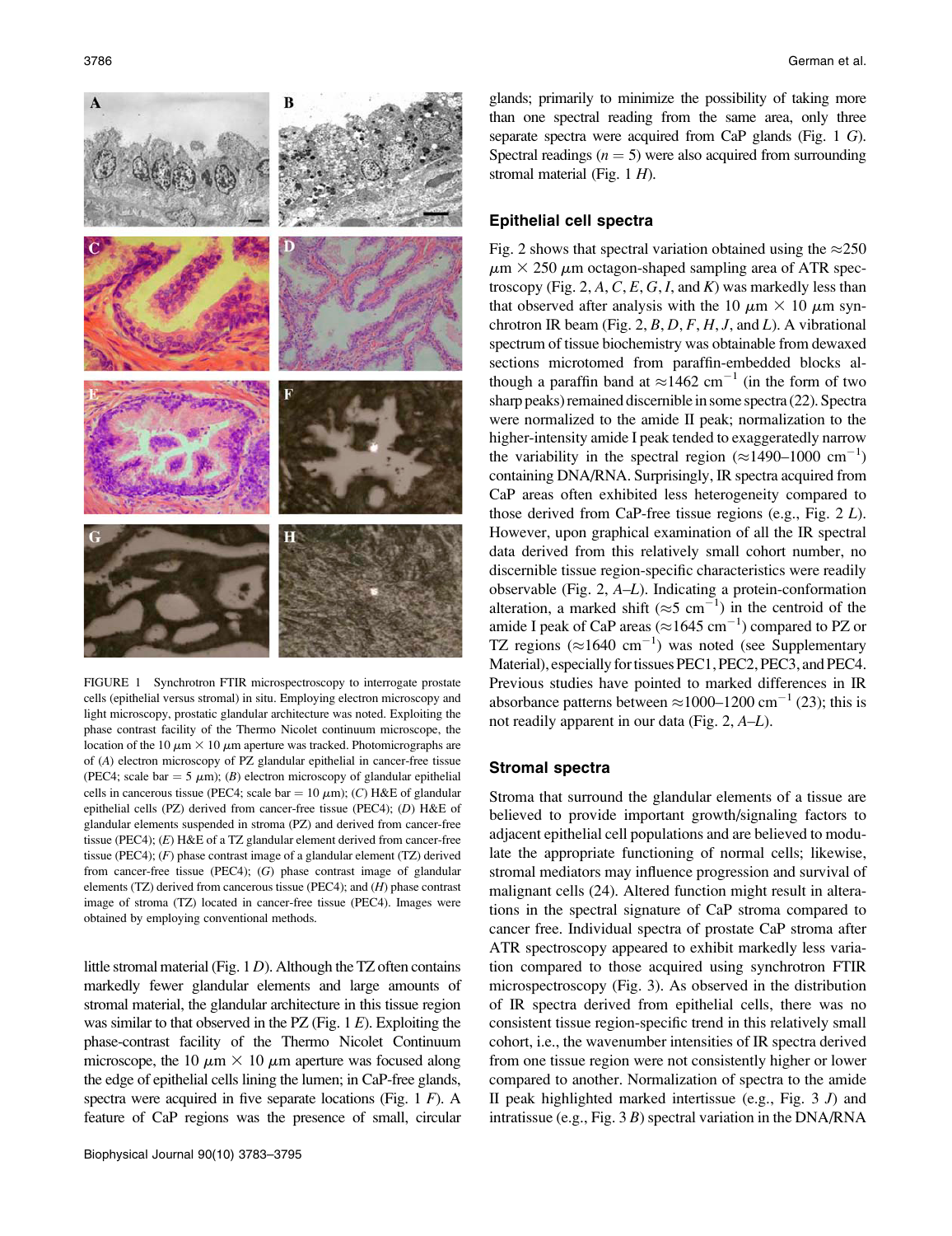FIGURE 1 Synchrotron FTIR microspectroscopy to interrogate prostate cells (epithelial versus stromal) in situ. Employing electron microscopy and light microscopy, prostatic glandular architecture was noted. Exploiting the phase contrast facility of the Thermo Nicolet continuum microscope, the location of the 10 $\mu$m × 10 $\mu$m aperture was tracked. Photomicrographs are of (*A*) electron microscopy of PZ glandular epithelial in cancer-free tissue (PEC4; scale bar = 5 $\mu$m); (*B*) electron microscopy of glandular epithelial cells in cancerous tissue (PEC4; scale bar = 10 $\mu$m); (*C*) H&E of glandular epithelial cells (PZ) derived from cancer-free tissue (PEC4); (*D*) H&E of glandular elements suspended in stroma (PZ) and derived from cancer-free tissue (PEC4); (*E*) H&E of a TZ glandular element derived from cancer-free tissue (PEC4); (*F*) phase contrast image of a glandular element (TZ) derived from cancer-free tissue (PEC4); (*G*) phase contrast image of glandular elements (TZ) derived from cancerous tissue (PEC4); and (*H*) phase contrast image of stroma (TZ) located in cancer-free tissue (PEC4). Images were obtained by employing conventional methods.

little stromal material (Fig. 1 *D*). Although the TZ often contains markedly fewer glandular elements and large amounts of stromal material, the glandular architecture in this tissue region was similar to that observed in the PZ (Fig. 1 *E*). Exploiting the phase-contrast facility of the Thermo Nicolet Continuum microscope, the 10 $\mu$m × 10 $\mu$m aperture was focused along the edge of epithelial cells lining the lumen; in CaP-free glands, spectra were acquired in five separate locations (Fig. 1 *F*). A feature of CaP regions was the presence of small, circular glands; primarily to minimize the possibility of taking more than one spectral reading from the same area, only three separate spectra were acquired from CaP glands (Fig. 1 *G*). Spectral readings ($n = 5$) were also acquired from surrounding stromal material (Fig. 1 *H*).

## Epithelial cell spectra

Fig. 2 shows that spectral variation obtained using the ≈250 $\mu$m × 250 $\mu$m octagon-shaped sampling area of ATR spectroscopy (Fig. 2, *A*, *C*, *E*, *G*, *I*, and *K*) was markedly less than that observed after analysis with the 10 $\mu$m × 10 $\mu$m synchrotron IR beam (Fig. 2, *B*, *D*, *F*, *H*, *J*, and *L*). A vibrational spectrum of tissue biochemistry was obtainable from dewaxed sections microtomed from paraffin-embedded blocks although a paraffin band at ≈1462 $\text{cm}^{-1}$ (in the form of two sharp peaks) remained discernible in some spectra (22). Spectra were normalized to the amide II peak; normalization to the higher-intensity amide I peak tended to exaggeratedly narrow the variability in the spectral region (≈1490–1000 $\text{cm}^{-1}$) containing DNA/RNA. Surprisingly, IR spectra acquired from CaP areas often exhibited less heterogeneity compared to those derived from CaP-free tissue regions (e.g., Fig. 2 *L*). However, upon graphical examination of all the IR spectral data derived from this relatively small cohort number, no discernible tissue region-specific characteristics were readily observable (Fig. 2, *A*–*L*). Indicating a protein-conformation alteration, a marked shift (≈5 $\text{cm}^{-1}$) in the centroid of the amide I peak of CaP areas (≈1645 $\text{cm}^{-1}$) compared to PZ or TZ regions (≈1640 $\text{cm}^{-1}$) was noted (see Supplementary Material), especially for tissues PEC1, PEC2, PEC3, and PEC4. Previous studies have pointed to marked differences in IR absorbance patterns between ≈1000–1200 $\text{cm}^{-1}$ (23); this is not readily apparent in our data (Fig. 2, *A*–*L*).

## Stromal spectra

Stroma that surround the glandular elements of a tissue are believed to provide important growth/signaling factors to adjacent epithelial cell populations and are believed to modulate the appropriate functioning of normal cells; likewise, stromal mediators may influence progression and survival of malignant cells (24). Altered function might result in alterations in the spectral signature of CaP stroma compared to cancer free. Individual spectra of prostate CaP stroma after ATR spectroscopy appeared to exhibit markedly less variation compared to those acquired using synchrotron FTIR microspectroscopy (Fig. 3). As observed in the distribution of IR spectra derived from epithelial cells, there was no consistent tissue region-specific trend in this relatively small cohort, i.e., the wavenumber intensities of IR spectra derived from one tissue region were not consistently higher or lower compared to another. Normalization of spectra to the amide II peak highlighted marked intertissue (e.g., Fig. 3 *J*) and intratissue (e.g., Fig. 3 *B*) spectral variation in the DNA/RNA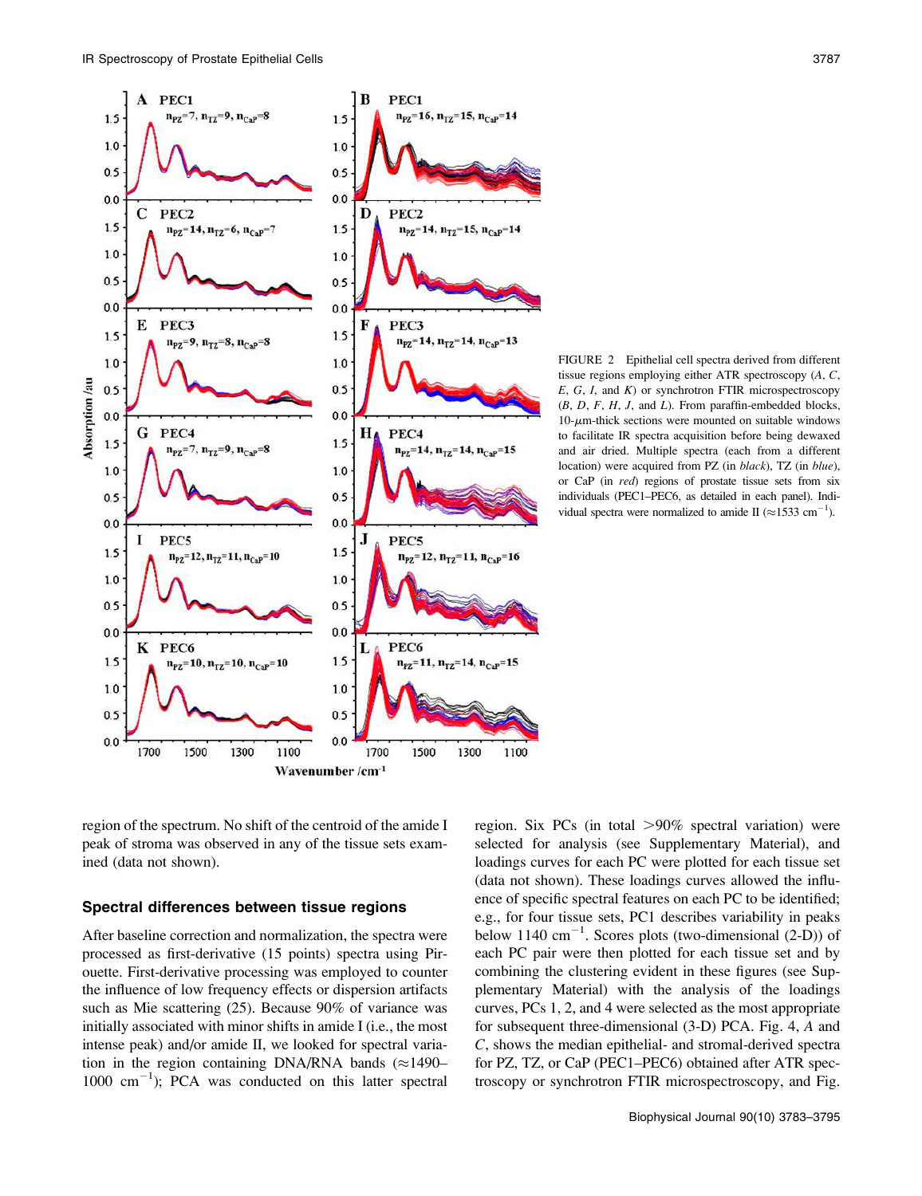FIGURE 2 Epithelial cell spectra derived from different tissue regions employing either ATR spectroscopy (*A*, *C*, *E*, *G*, *I*, and *K*) or synchrotron FTIR microspectroscopy (*B*, *D*, *F*, *H*, *J*, and *L*). From paraffin-embedded blocks, 10-$\mu$m-thick sections were mounted on suitable windows to facilitate IR spectra acquisition before being dewaxed and air dried. Multiple spectra (each from a different location) were acquired from PZ (in *black*), TZ (in *blue*), or CaP (in *red*) regions of prostate tissue sets from six individuals (PEC1–PEC6, as detailed in each panel). Individual spectra were normalized to amide II ($\approx$1533 cm$^{-1}$).

region of the spectrum. No shift of the centroid of the amide I peak of stroma was observed in any of the tissue sets examined (data not shown).

### Spectral differences between tissue regions

After baseline correction and normalization, the spectra were processed as first-derivative (15 points) spectra using Pirouette. First-derivative processing was employed to counter the influence of low frequency effects or dispersion artifacts such as Mie scattering (25). Because 90% of variance was initially associated with minor shifts in amide I (i.e., the most intense peak) and/or amide II, we looked for spectral variation in the region containing DNA/RNA bands ($\approx$1490–1000 cm$^{-1}$); PCA was conducted on this latter spectral region. Six PCs (in total >90% spectral variation) were selected for analysis (see Supplementary Material), and loadings curves for each PC were plotted for each tissue set (data not shown). These loadings curves allowed the influence of specific spectral features on each PC to be identified; e.g., for four tissue sets, PC1 describes variability in peaks below 1140 cm$^{-1}$. Scores plots (two-dimensional (2-D)) of each PC pair were then plotted for each tissue set and by combining the clustering evident in these figures (see Supplementary Material) with the analysis of the loadings curves, PCs 1, 2, and 4 were selected as the most appropriate for subsequent three-dimensional (3-D) PCA. Fig. 4, *A* and *C*, shows the median epithelial- and stromal-derived spectra for PZ, TZ, or CaP (PEC1–PEC6) obtained after ATR spectroscopy or synchrotron FTIR microspectroscopy, and Fig.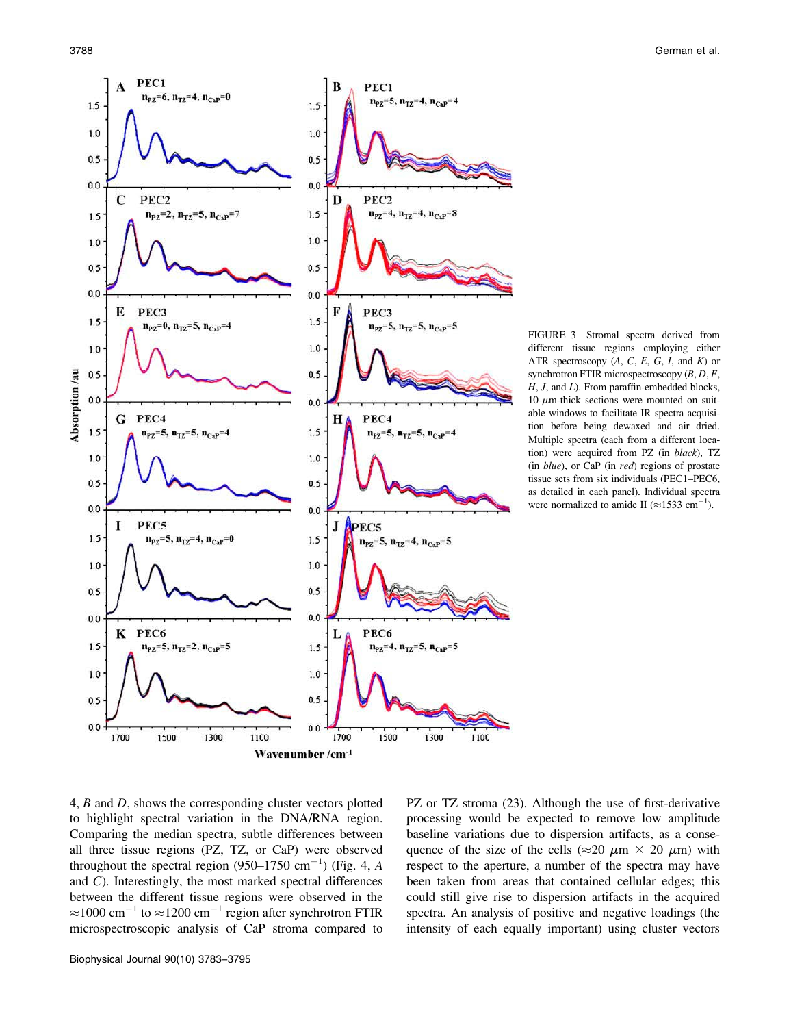FIGURE 3 Stromal spectra derived from different tissue regions employing either ATR spectroscopy (*A*, *C*, *E*, *G*, *I*, and *K*) or synchrotron FTIR microspectroscopy (*B*, *D*, *F*, *H*, *J*, and *L*). From paraffin-embedded blocks, 10-$\mu$m-thick sections were mounted on suitable windows to facilitate IR spectra acquisition before being dewaxed and air dried. Multiple spectra (each from a different location) were acquired from PZ (in *black*), TZ (in *blue*), or CaP (in *red*) regions of prostate tissue sets from six individuals (PEC1–PEC6, as detailed in each panel). Individual spectra were normalized to amide II ($\approx$1533 cm$^{-1}$).

4, *B* and *D*, shows the corresponding cluster vectors plotted to highlight spectral variation in the DNA/RNA region. Comparing the median spectra, subtle differences between all three tissue regions (PZ, TZ, or CaP) were observed throughout the spectral region (950–1750 cm$^{-1}$) (Fig. 4, *A* and *C*). Interestingly, the most marked spectral differences between the different tissue regions were observed in the $\approx$1000 cm$^{-1}$ to $\approx$1200 cm$^{-1}$ region after synchrotron FTIR microspectroscopic analysis of CaP stroma compared to PZ or TZ stroma (23). Although the use of first-derivative processing would be expected to remove low amplitude baseline variations due to dispersion artifacts, as a consequence of the size of the cells ($\approx$20 $\mu$m $\times$ 20 $\mu$m) with respect to the aperture, a number of the spectra may have been taken from areas that contained cellular edges; this could still give rise to dispersion artifacts in the acquired spectra. An analysis of positive and negative loadings (the intensity of each equally important) using cluster vectors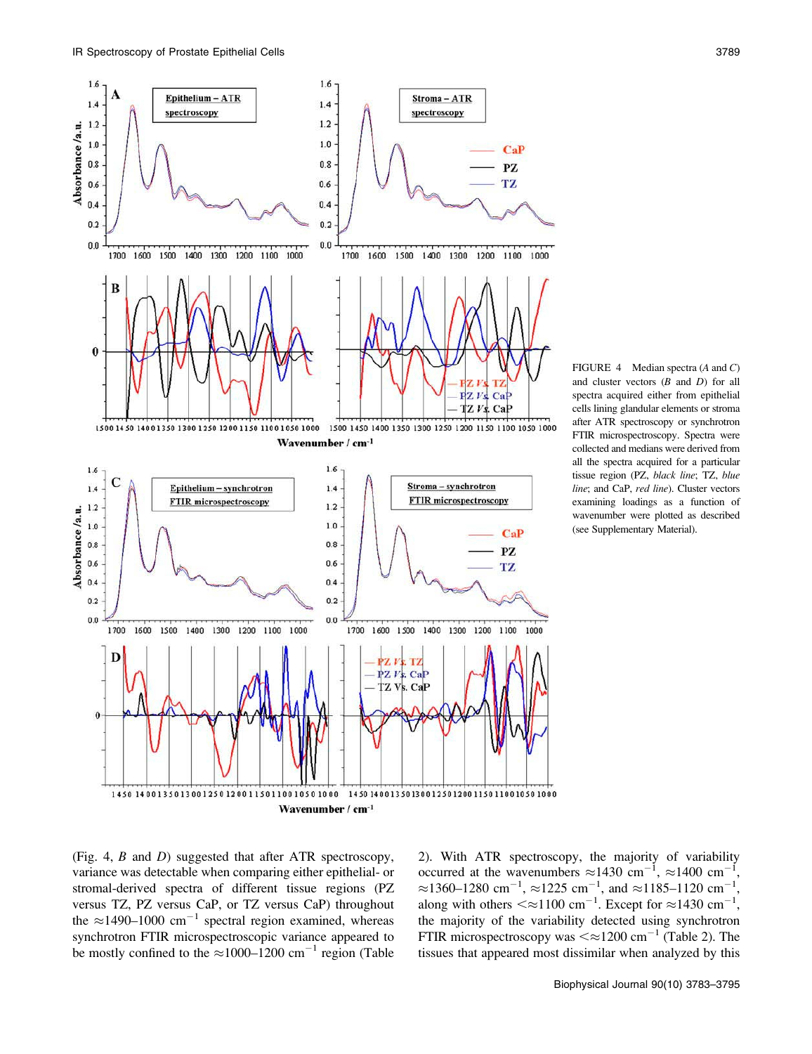FIGURE 4 Median spectra (*A* and *C*) and cluster vectors (*B* and *D*) for all spectra acquired either from epithelial cells lining glandular elements or stroma after ATR spectroscopy or synchrotron FTIR microspectroscopy. Spectra were collected and medians were derived from all the spectra acquired for a particular tissue region (PZ, *black line*; TZ, *blue line*; and CaP, *red line*). Cluster vectors examining loadings as a function of wavenumber were plotted as described (see Supplementary Material).

(Fig. 4, *B* and *D*) suggested that after ATR spectroscopy, variance was detectable when comparing either epithelial- or stromal-derived spectra of different tissue regions (PZ versus TZ, PZ versus CaP, or TZ versus CaP) throughout the $\approx$1490–1000 $cm^{-1}$ spectral region examined, whereas synchrotron FTIR microspectroscopic variance appeared to be mostly confined to the $\approx$1000–1200 $cm^{-1}$ region (Table 2). With ATR spectroscopy, the majority of variability occurred at the wavenumbers $\approx$1430 $cm^{-1}$, $\approx$1400 $cm^{-1}$, $\approx$1360–1280 $cm^{-1}$, $\approx$1225 $cm^{-1}$, and $\approx$1185–1120 $cm^{-1}$, along with others $<\approx$1100 $cm^{-1}$. Except for $\approx$1430 $cm^{-1}$, the majority of the variability detected using synchrotron FTIR microspectroscopy was $<\approx$1200 $cm^{-1}$ (Table 2). The tissues that appeared most dissimilar when analyzed by this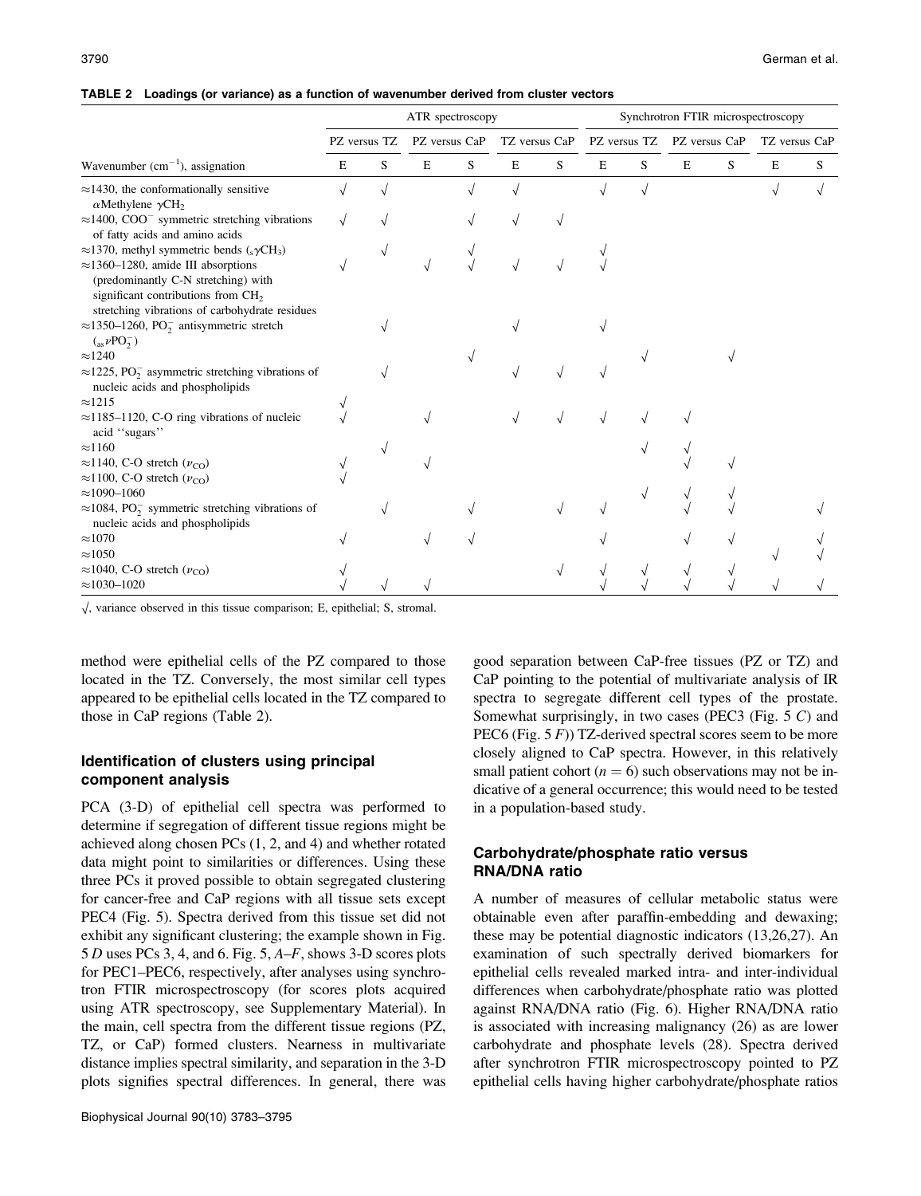**TABLE 2 Loadings (or variance) as a function of wavenumber derived from cluster vectors**

| | ATR spectroscopy | | | | | | Synchrotron FTIR microspectroscopy | | | | | |
|---|---|---|---|---|---|---|---|---|---|---|---|---|
| | PZ versus TZ | | PZ versus CaP | | TZ versus CaP | | PZ versus TZ | | PZ versus CaP | | TZ versus CaP | |
| Wavenumber ($cm^{-1}$), assignation | E | S | E | S | E | S | E | S | E | S | E | S |
| ≈1430, the conformationally sensitive αMethylene $\gamma CH_2$ | √ | √ | | √ | √ | | √ | √ | | | √ | √ |
| ≈1400, $COO^-$ symmetric stretching vibrations of fatty acids and amino acids | √ | √ | | √ | √ | √ | | | | | | |
| ≈1370, methyl symmetric bends ($_s\gamma CH_3$) | | √ | | √ | | | √ | | | | | |
| ≈1360–1280, amide III absorptions (predominantly C-N stretching) with significant contributions from $CH_2$ stretching vibrations of carbohydrate residues | √ | | √ | √ | √ | √ | √ | | | | | |
| ≈1350–1260, $PO_2^-$ antisymmetric stretch ($_{as}\nu PO_2^-$) | | √ | | | √ | | √ | | | | | |
| ≈1240 | | | | √ | | | | √ | | √ | | |
| ≈1225, $PO_2^-$ asymmetric stretching vibrations of nucleic acids and phospholipids | | √ | | | √ | √ | √ | | | | | |
| ≈1215 | √ | | | | | | | | | | | |
| ≈1185–1120, C-O ring vibrations of nucleic acid ''sugars'' | √ | | √ | | √ | √ | √ | √ | √ | | | |
| ≈1160 | | √ | | | | | | √ | √ | | | |
| ≈1140, C-O stretch ($\nu_{CO}$) | √ | | √ | | | | | | √ | √ | | |
| ≈1100, C-O stretch ($\nu_{CO}$) | √ | | | | | | | | | | | |
| ≈1090–1060 | | | | | | | | √ | √ | √ | | |
| ≈1084, $PO_2^-$ symmetric stretching vibrations of nucleic acids and phospholipids | | √ | | √ | | √ | √ | | √ | √ | | √ |
| ≈1070 | √ | | √ | √ | | | √ | | √ | √ | | √ |
| ≈1050 | | | | | | | | | | | √ | √ |
| ≈1040, C-O stretch ($\nu_{CO}$) | √ | | | | | √ | √ | √ | √ | √ | | |
| ≈1030–1020 | √ | √ | √ | | | | √ | √ | √ | √ | √ | √ |

√, variance observed in this tissue comparison; E, epithelial; S, stromal.

method were epithelial cells of the PZ compared to those located in the TZ. Conversely, the most similar cell types appeared to be epithelial cells located in the TZ compared to those in CaP regions (Table 2).

## Identification of clusters using principal component analysis

PCA (3-D) of epithelial cell spectra was performed to determine if segregation of different tissue regions might be achieved along chosen PCs (1, 2, and 4) and whether rotated data might point to similarities or differences. Using these three PCs it proved possible to obtain segregated clustering for cancer-free and CaP regions with all tissue sets except PEC4 (Fig. 5). Spectra derived from this tissue set did not exhibit any significant clustering; the example shown in Fig. 5 *D* uses PCs 3, 4, and 6. Fig. 5, *A*–*F*, shows 3-D scores plots for PEC1–PEC6, respectively, after analyses using synchrotron FTIR microspectroscopy (for scores plots acquired using ATR spectroscopy, see Supplementary Material). In the main, cell spectra from the different tissue regions (PZ, TZ, or CaP) formed clusters. Nearness in multivariate distance implies spectral similarity, and separation in the 3-D plots signifies spectral differences. In general, there was good separation between CaP-free tissues (PZ or TZ) and CaP pointing to the potential of multivariate analysis of IR spectra to segregate different cell types of the prostate. Somewhat surprisingly, in two cases (PEC3 (Fig. 5 *C*) and PEC6 (Fig. 5 *F*)) TZ-derived spectral scores seem to be more closely aligned to CaP spectra. However, in this relatively small patient cohort ($n = 6$) such observations may not be indicative of a general occurrence; this would need to be tested in a population-based study.

## Carbohydrate/phosphate ratio versus RNA/DNA ratio

A number of measures of cellular metabolic status were obtainable even after paraffin-embedding and dewaxing; these may be potential diagnostic indicators (13,26,27). An examination of such spectrally derived biomarkers for epithelial cells revealed marked intra- and inter-individual differences when carbohydrate/phosphate ratio was plotted against RNA/DNA ratio (Fig. 6). Higher RNA/DNA ratio is associated with increasing malignancy (26) as are lower carbohydrate and phosphate levels (28). Spectra derived after synchrotron FTIR microspectroscopy pointed to PZ epithelial cells having higher carbohydrate/phosphate ratios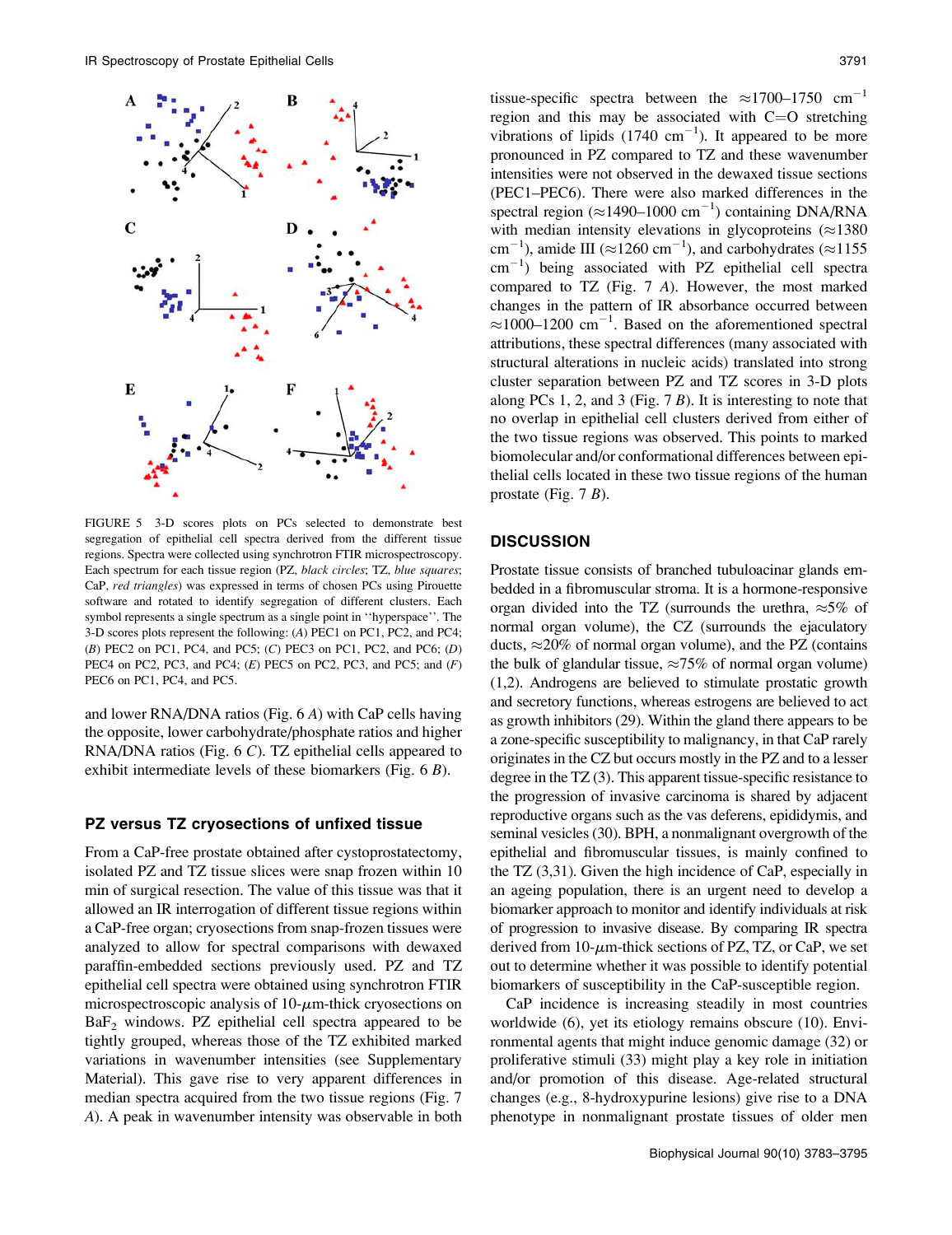FIGURE 5 3-D scores plots on PCs selected to demonstrate best segregation of epithelial cell spectra derived from the different tissue regions. Spectra were collected using synchrotron FTIR microspectroscopy. Each spectrum for each tissue region (PZ, *black circles*; TZ, *blue squares*; CaP, *red triangles*) was expressed in terms of chosen PCs using Pirouette software and rotated to identify segregation of different clusters. Each symbol represents a single spectrum as a single point in ''hyperspace''. The 3-D scores plots represent the following: (*A*) PEC1 on PC1, PC2, and PC4; (*B*) PEC2 on PC1, PC4, and PC5; (*C*) PEC3 on PC1, PC2, and PC6; (*D*) PEC4 on PC2, PC3, and PC4; (*E*) PEC5 on PC2, PC3, and PC5; and (*F*) PEC6 on PC1, PC4, and PC5.

and lower RNA/DNA ratios (Fig. 6 *A*) with CaP cells having the opposite, lower carbohydrate/phosphate ratios and higher RNA/DNA ratios (Fig. 6 *C*). TZ epithelial cells appeared to exhibit intermediate levels of these biomarkers (Fig. 6 *B*).

### PZ versus TZ cryosections of unfixed tissue

From a CaP-free prostate obtained after cystoprostatectomy, isolated PZ and TZ tissue slices were snap frozen within 10 min of surgical resection. The value of this tissue was that it allowed an IR interrogation of different tissue regions within a CaP-free organ; cryosections from snap-frozen tissues were analyzed to allow for spectral comparisons with dewaxed paraffin-embedded sections previously used. PZ and TZ epithelial cell spectra were obtained using synchrotron FTIR microspectroscopic analysis of 10-$\mu$m-thick cryosections on $BaF_2$ windows. PZ epithelial cell spectra appeared to be tightly grouped, whereas those of the TZ exhibited marked variations in wavenumber intensities (see Supplementary Material). This gave rise to very apparent differences in median spectra acquired from the two tissue regions (Fig. 7 *A*). A peak in wavenumber intensity was observable in both tissue-specific spectra between the $\approx$1700–1750 $cm^{-1}$ region and this may be associated with C=O stretching vibrations of lipids (1740 $cm^{-1}$). It appeared to be more pronounced in PZ compared to TZ and these wavenumber intensities were not observed in the dewaxed tissue sections (PEC1–PEC6). There were also marked differences in the spectral region ($\approx$1490–1000 $cm^{-1}$) containing DNA/RNA with median intensity elevations in glycoproteins ($\approx$1380 $cm^{-1}$), amide III ($\approx$1260 $cm^{-1}$), and carbohydrates ($\approx$1155 $cm^{-1}$) being associated with PZ epithelial cell spectra compared to TZ (Fig. 7 *A*). However, the most marked changes in the pattern of IR absorbance occurred between $\approx$1000–1200 $cm^{-1}$. Based on the aforementioned spectral attributions, these spectral differences (many associated with structural alterations in nucleic acids) translated into strong cluster separation between PZ and TZ scores in 3-D plots along PCs 1, 2, and 3 (Fig. 7 *B*). It is interesting to note that no overlap in epithelial cell clusters derived from either of the two tissue regions was observed. This points to marked biomolecular and/or conformational differences between epithelial cells located in these two tissue regions of the human prostate (Fig. 7 *B*).

## DISCUSSION

Prostate tissue consists of branched tubuloacinar glands embedded in a fibromuscular stroma. It is a hormone-responsive organ divided into the TZ (surrounds the urethra, $\approx$5% of normal organ volume), the CZ (surrounds the ejaculatory ducts, $\approx$20% of normal organ volume), and the PZ (contains the bulk of glandular tissue, $\approx$75% of normal organ volume) (1,2). Androgens are believed to stimulate prostatic growth and secretory functions, whereas estrogens are believed to act as growth inhibitors (29). Within the gland there appears to be a zone-specific susceptibility to malignancy, in that CaP rarely originates in the CZ but occurs mostly in the PZ and to a lesser degree in the TZ (3). This apparent tissue-specific resistance to the progression of invasive carcinoma is shared by adjacent reproductive organs such as the vas deferens, epididymis, and seminal vesicles (30). BPH, a nonmalignant overgrowth of the epithelial and fibromuscular tissues, is mainly confined to the TZ (3,31). Given the high incidence of CaP, especially in an ageing population, there is an urgent need to develop a biomarker approach to monitor and identify individuals at risk of progression to invasive disease. By comparing IR spectra derived from 10-$\mu$m-thick sections of PZ, TZ, or CaP, we set out to determine whether it was possible to identify potential biomarkers of susceptibility in the CaP-susceptible region.

CaP incidence is increasing steadily in most countries worldwide (6), yet its etiology remains obscure (10). Environmental agents that might induce genomic damage (32) or proliferative stimuli (33) might play a key role in initiation and/or promotion of this disease. Age-related structural changes (e.g., 8-hydroxypurine lesions) give rise to a DNA phenotype in nonmalignant prostate tissues of older men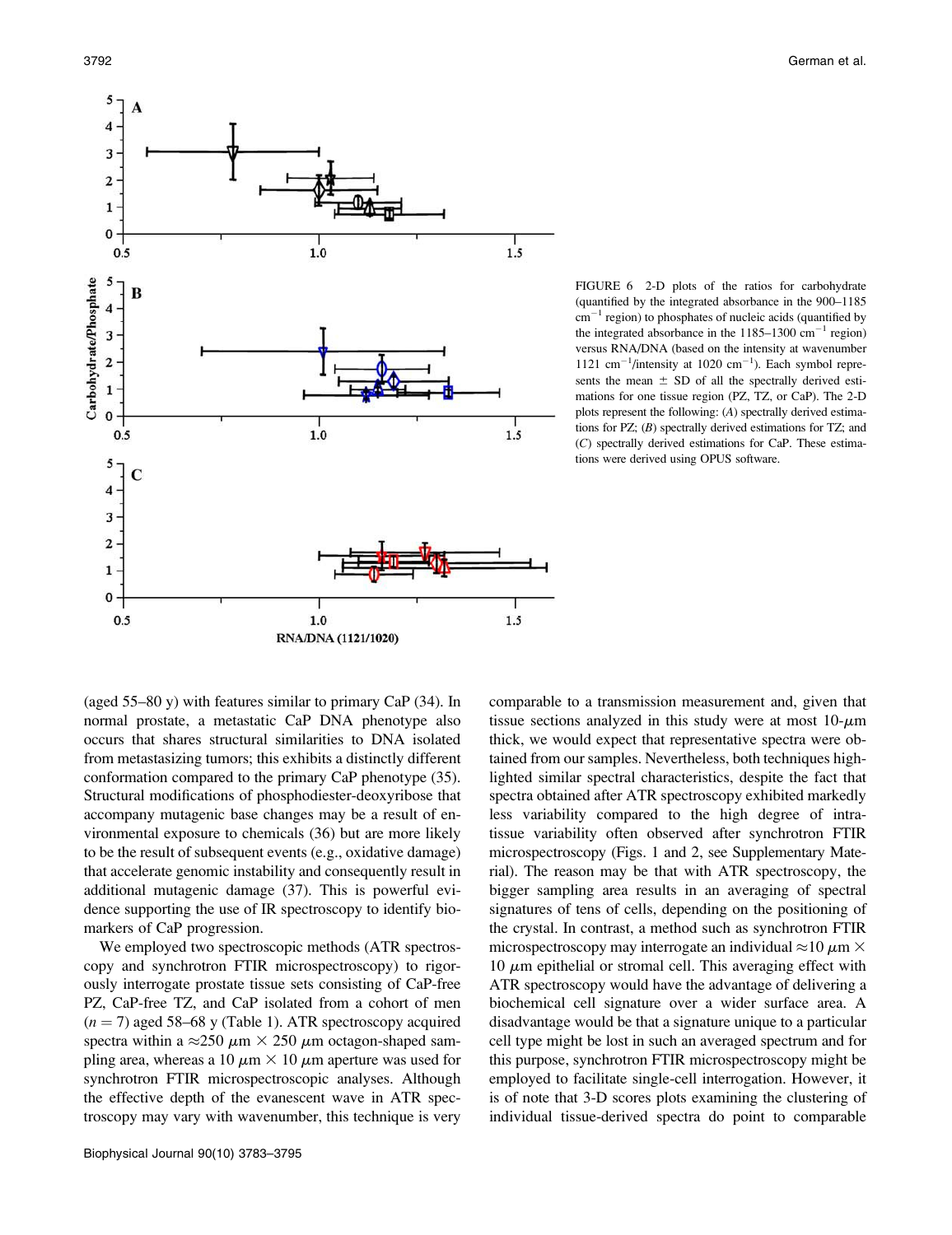FIGURE 6 2-D plots of the ratios for carbohydrate (quantified by the integrated absorbance in the 900–1185 $cm^{-1}$ region) to phosphates of nucleic acids (quantified by the integrated absorbance in the 1185–1300 $cm^{-1}$ region) versus RNA/DNA (based on the intensity at wavenumber 1121 $cm^{-1}$/intensity at 1020 $cm^{-1}$). Each symbol represents the mean ± SD of all the spectrally derived estimations for one tissue region (PZ, TZ, or CaP). The 2-D plots represent the following: (*A*) spectrally derived estimations for PZ; (*B*) spectrally derived estimations for TZ; and (*C*) spectrally derived estimations for CaP. These estimations were derived using OPUS software.

(aged 55–80 y) with features similar to primary CaP (34). In normal prostate, a metastatic CaP DNA phenotype also occurs that shares structural similarities to DNA isolated from metastasizing tumors; this exhibits a distinctly different conformation compared to the primary CaP phenotype (35). Structural modifications of phosphodiester-deoxyribose that accompany mutagenic base changes may be a result of environmental exposure to chemicals (36) but are more likely to be the result of subsequent events (e.g., oxidative damage) that accelerate genomic instability and consequently result in additional mutagenic damage (37). This is powerful evidence supporting the use of IR spectroscopy to identify biomarkers of CaP progression.

We employed two spectroscopic methods (ATR spectroscopy and synchrotron FTIR microspectroscopy) to rigorously interrogate prostate tissue sets consisting of CaP-free PZ, CaP-free TZ, and CaP isolated from a cohort of men ($n = 7$) aged 58–68 y (Table 1). ATR spectroscopy acquired spectra within a $\approx 250\ \mu m \times 250\ \mu m$ octagon-shaped sampling area, whereas a $10\ \mu m \times 10\ \mu m$ aperture was used for synchrotron FTIR microspectroscopic analyses. Although the effective depth of the evanescent wave in ATR spectroscopy may vary with wavenumber, this technique is very comparable to a transmission measurement and, given that tissue sections analyzed in this study were at most 10-$\mu$m thick, we would expect that representative spectra were obtained from our samples. Nevertheless, both techniques highlighted similar spectral characteristics, despite the fact that spectra obtained after ATR spectroscopy exhibited markedly less variability compared to the high degree of intratissue variability often observed after synchrotron FTIR microspectroscopy (Figs. 1 and 2, see Supplementary Material). The reason may be that with ATR spectroscopy, the bigger sampling area results in an averaging of spectral signatures of tens of cells, depending on the positioning of the crystal. In contrast, a method such as synchrotron FTIR microspectroscopy may interrogate an individual $\approx 10\ \mu m \times 10\ \mu m$ epithelial or stromal cell. This averaging effect with ATR spectroscopy would have the advantage of delivering a biochemical cell signature over a wider surface area. A disadvantage would be that a signature unique to a particular cell type might be lost in such an averaged spectrum and for this purpose, synchrotron FTIR microspectroscopy might be employed to facilitate single-cell interrogation. However, it is of note that 3-D scores plots examining the clustering of individual tissue-derived spectra do point to comparable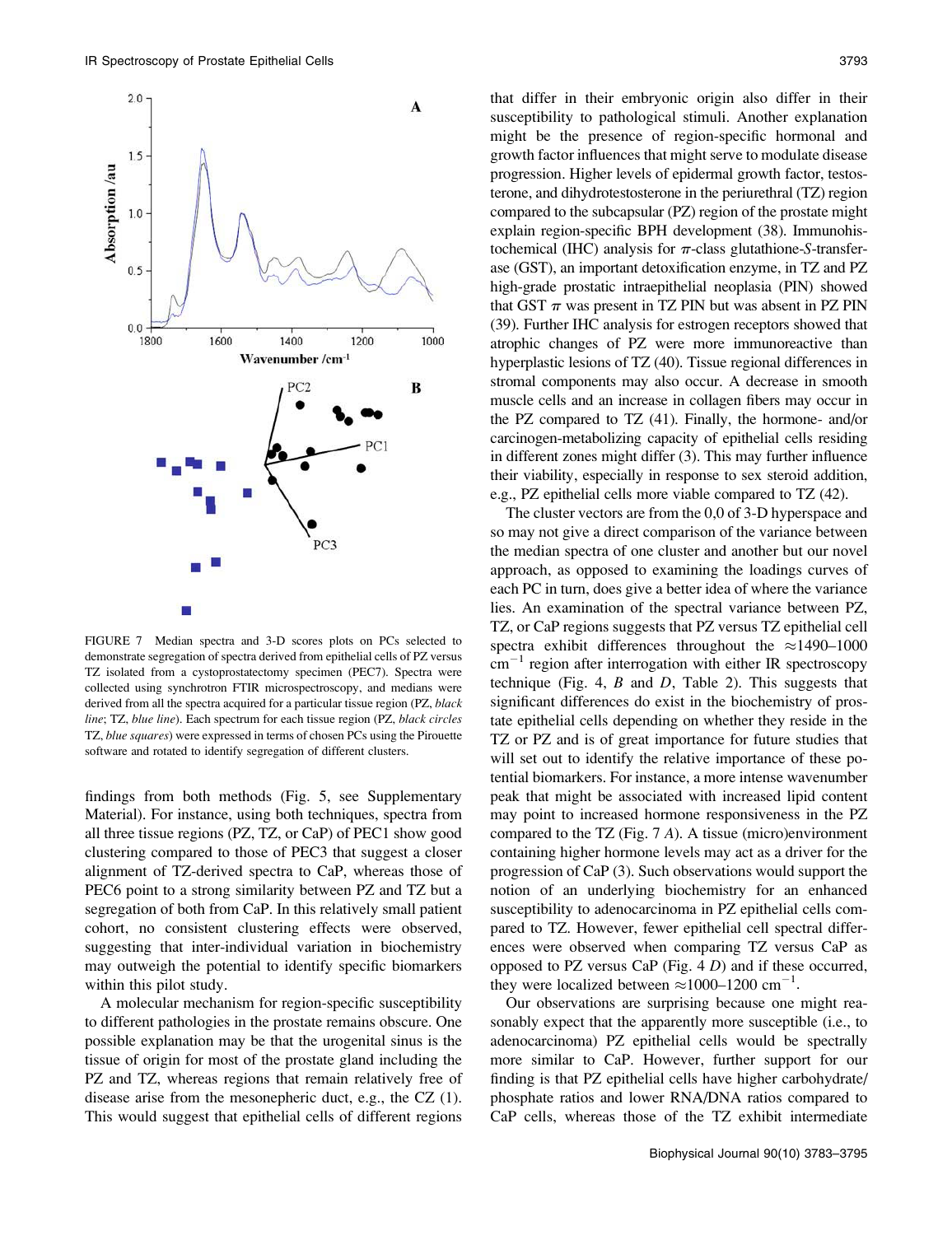FIGURE 7 Median spectra and 3-D scores plots on PCs selected to demonstrate segregation of spectra derived from epithelial cells of PZ versus TZ isolated from a cystoprostatectomy specimen (PEC7). Spectra were collected using synchrotron FTIR microspectroscopy, and medians were derived from all the spectra acquired for a particular tissue region (PZ, *black line*; TZ, *blue line*). Each spectrum for each tissue region (PZ, *black circles* TZ, *blue squares*) were expressed in terms of chosen PCs using the Pirouette software and rotated to identify segregation of different clusters.

findings from both methods (Fig. 5, see Supplementary Material). For instance, using both techniques, spectra from all three tissue regions (PZ, TZ, or CaP) of PEC1 show good clustering compared to those of PEC3 that suggest a closer alignment of TZ-derived spectra to CaP, whereas those of PEC6 point to a strong similarity between PZ and TZ but a segregation of both from CaP. In this relatively small patient cohort, no consistent clustering effects were observed, suggesting that inter-individual variation in biochemistry may outweigh the potential to identify specific biomarkers within this pilot study.

A molecular mechanism for region-specific susceptibility to different pathologies in the prostate remains obscure. One possible explanation may be that the urogenital sinus is the tissue of origin for most of the prostate gland including the PZ and TZ, whereas regions that remain relatively free of disease arise from the mesonepheric duct, e.g., the CZ (1). This would suggest that epithelial cells of different regions that differ in their embryonic origin also differ in their susceptibility to pathological stimuli. Another explanation might be the presence of region-specific hormonal and growth factor influences that might serve to modulate disease progression. Higher levels of epidermal growth factor, testosterone, and dihydrotestosterone in the periurethral (TZ) region compared to the subcapsular (PZ) region of the prostate might explain region-specific BPH development (38). Immunohistochemical (IHC) analysis for $\pi$-class glutathione-*S*-transferase (GST), an important detoxification enzyme, in TZ and PZ high-grade prostatic intraepithelial neoplasia (PIN) showed that GST $\pi$ was present in TZ PIN but was absent in PZ PIN (39). Further IHC analysis for estrogen receptors showed that atrophic changes of PZ were more immunoreactive than hyperplastic lesions of TZ (40). Tissue regional differences in stromal components may also occur. A decrease in smooth muscle cells and an increase in collagen fibers may occur in the PZ compared to TZ (41). Finally, the hormone- and/or carcinogen-metabolizing capacity of epithelial cells residing in different zones might differ (3). This may further influence their viability, especially in response to sex steroid addition, e.g., PZ epithelial cells more viable compared to TZ (42).

The cluster vectors are from the 0,0 of 3-D hyperspace and so may not give a direct comparison of the variance between the median spectra of one cluster and another but our novel approach, as opposed to examining the loadings curves of each PC in turn, does give a better idea of where the variance lies. An examination of the spectral variance between PZ, TZ, or CaP regions suggests that PZ versus TZ epithelial cell spectra exhibit differences throughout the $\approx$1490–1000 $\text{cm}^{-1}$ region after interrogation with either IR spectroscopy technique (Fig. 4, *B* and *D*, Table 2). This suggests that significant differences do exist in the biochemistry of prostate epithelial cells depending on whether they reside in the TZ or PZ and is of great importance for future studies that will set out to identify the relative importance of these potential biomarkers. For instance, a more intense wavenumber peak that might be associated with increased lipid content may point to increased hormone responsiveness in the PZ compared to the TZ (Fig. 7 *A*). A tissue (micro)environment containing higher hormone levels may act as a driver for the progression of CaP (3). Such observations would support the notion of an underlying biochemistry for an enhanced susceptibility to adenocarcinoma in PZ epithelial cells compared to TZ. However, fewer epithelial cell spectral differences were observed when comparing TZ versus CaP as opposed to PZ versus CaP (Fig. 4 *D*) and if these occurred, they were localized between $\approx$1000–1200 $\text{cm}^{-1}$.

Our observations are surprising because one might reasonably expect that the apparently more susceptible (i.e., to adenocarcinoma) PZ epithelial cells would be spectrally more similar to CaP. However, further support for our finding is that PZ epithelial cells have higher carbohydrate/phosphate ratios and lower RNA/DNA ratios compared to CaP cells, whereas those of the TZ exhibit intermediate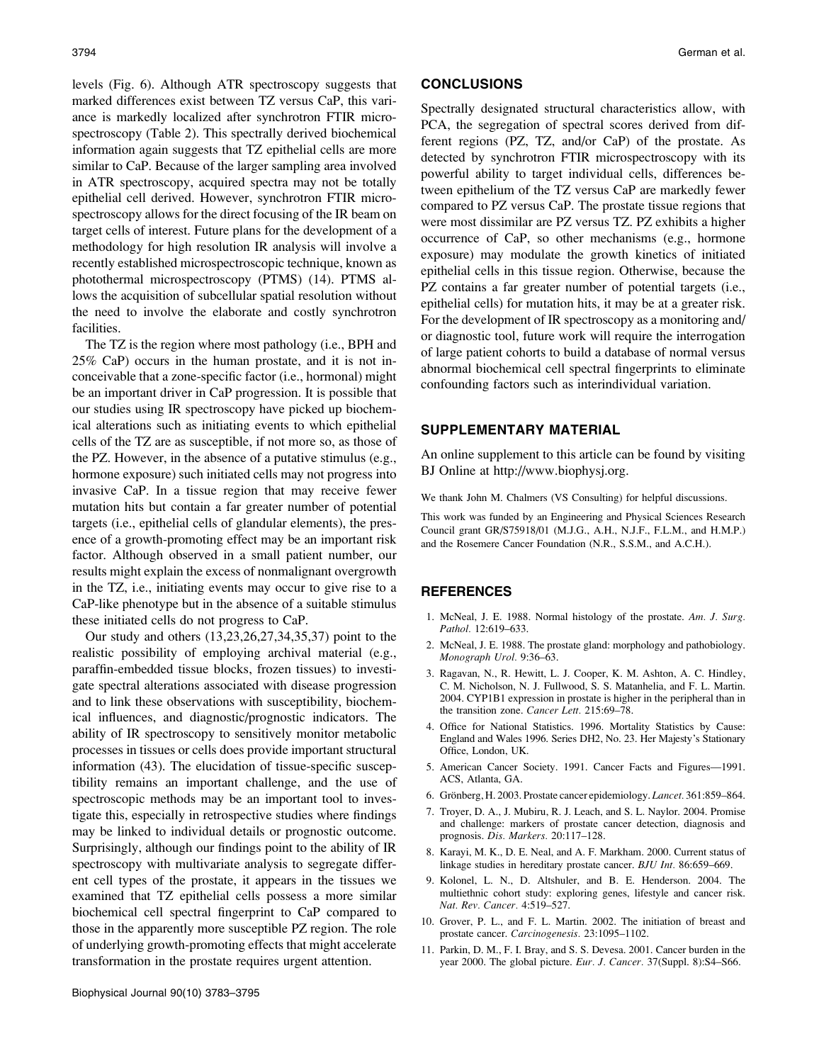levels (Fig. 6). Although ATR spectroscopy suggests that marked differences exist between TZ versus CaP, this variance is markedly localized after synchrotron FTIR microspectroscopy (Table 2). This spectrally derived biochemical information again suggests that TZ epithelial cells are more similar to CaP. Because of the larger sampling area involved in ATR spectroscopy, acquired spectra may not be totally epithelial cell derived. However, synchrotron FTIR microspectroscopy allows for the direct focusing of the IR beam on target cells of interest. Future plans for the development of a methodology for high resolution IR analysis will involve a recently established microspectroscopic technique, known as photothermal microspectroscopy (PTMS) (14). PTMS allows the acquisition of subcellular spatial resolution without the need to involve the elaborate and costly synchrotron facilities.

The TZ is the region where most pathology (i.e., BPH and 25% CaP) occurs in the human prostate, and it is not inconceivable that a zone-specific factor (i.e., hormonal) might be an important driver in CaP progression. It is possible that our studies using IR spectroscopy have picked up biochemical alterations such as initiating events to which epithelial cells of the TZ are as susceptible, if not more so, as those of the PZ. However, in the absence of a putative stimulus (e.g., hormone exposure) such initiated cells may not progress into invasive CaP. In a tissue region that may receive fewer mutation hits but contain a far greater number of potential targets (i.e., epithelial cells of glandular elements), the presence of a growth-promoting effect may be an important risk factor. Although observed in a small patient number, our results might explain the excess of nonmalignant overgrowth in the TZ, i.e., initiating events may occur to give rise to a CaP-like phenotype but in the absence of a suitable stimulus these initiated cells do not progress to CaP.

Our study and others (13,23,26,27,34,35,37) point to the realistic possibility of employing archival material (e.g., paraffin-embedded tissue blocks, frozen tissues) to investigate spectral alterations associated with disease progression and to link these observations with susceptibility, biochemical influences, and diagnostic/prognostic indicators. The ability of IR spectroscopy to sensitively monitor metabolic processes in tissues or cells does provide important structural information (43). The elucidation of tissue-specific susceptibility remains an important challenge, and the use of spectroscopic methods may be an important tool to investigate this, especially in retrospective studies where findings may be linked to individual details or prognostic outcome. Surprisingly, although our findings point to the ability of IR spectroscopy with multivariate analysis to segregate different cell types of the prostate, it appears in the tissues we examined that TZ epithelial cells possess a more similar biochemical cell spectral fingerprint to CaP compared to those in the apparently more susceptible PZ region. The role of underlying growth-promoting effects that might accelerate transformation in the prostate requires urgent attention.

## CONCLUSIONS

Spectrally designated structural characteristics allow, with PCA, the segregation of spectral scores derived from different regions (PZ, TZ, and/or CaP) of the prostate. As detected by synchrotron FTIR microspectroscopy with its powerful ability to target individual cells, differences between epithelium of the TZ versus CaP are markedly fewer compared to PZ versus CaP. The prostate tissue regions that were most dissimilar are PZ versus TZ. PZ exhibits a higher occurrence of CaP, so other mechanisms (e.g., hormone exposure) may modulate the growth kinetics of initiated epithelial cells in this tissue region. Otherwise, because the PZ contains a far greater number of potential targets (i.e., epithelial cells) for mutation hits, it may be at a greater risk. For the development of IR spectroscopy as a monitoring and/or diagnostic tool, future work will require the interrogation of large patient cohorts to build a database of normal versus abnormal biochemical cell spectral fingerprints to eliminate confounding factors such as interindividual variation.

## SUPPLEMENTARY MATERIAL

An online supplement to this article can be found by visiting BJ Online at http://www.biophysj.org.

We thank John M. Chalmers (VS Consulting) for helpful discussions.

This work was funded by an Engineering and Physical Sciences Research Council grant GR/S75918/01 (M.J.G., A.H., N.J.F., F.L.M., and H.M.P.) and the Rosemere Cancer Foundation (N.R., S.S.M., and A.C.H.).

## REFERENCES

1. McNeal, J. E. 1988. Normal histology of the prostate. *Am. J. Surg. Pathol.* 12:619–633.
2. McNeal, J. E. 1988. The prostate gland: morphology and pathobiology. *Monograph Urol.* 9:36–63.
3. Ragavan, N., R. Hewitt, L. J. Cooper, K. M. Ashton, A. C. Hindley, C. M. Nicholson, N. J. Fullwood, S. S. Matanhelia, and F. L. Martin. 2004. CYP1B1 expression in prostate is higher in the peripheral than in the transition zone. *Cancer Lett.* 215:69–78.
4. Office for National Statistics. 1996. Mortality Statistics by Cause: England and Wales 1996. Series DH2, No. 23. Her Majesty's Stationary Office, London, UK.
5. American Cancer Society. 1991. Cancer Facts and Figures—1991. ACS, Atlanta, GA.
6. Grönberg, H. 2003. Prostate cancer epidemiology. *Lancet.* 361:859–864.
7. Troyer, D. A., J. Mubiru, R. J. Leach, and S. L. Naylor. 2004. Promise and challenge: markers of prostate cancer detection, diagnosis and prognosis. *Dis. Markers.* 20:117–128.
8. Karayi, M. K., D. E. Neal, and A. F. Markham. 2000. Current status of linkage studies in hereditary prostate cancer. *BJU Int.* 86:659–669.
9. Kolonel, L. N., D. Altshuler, and B. E. Henderson. 2004. The multiethnic cohort study: exploring genes, lifestyle and cancer risk. *Nat. Rev. Cancer.* 4:519–527.
10. Grover, P. L., and F. L. Martin. 2002. The initiation of breast and prostate cancer. *Carcinogenesis.* 23:1095–1102.
11. Parkin, D. M., F. I. Bray, and S. S. Devesa. 2001. Cancer burden in the year 2000. The global picture. *Eur. J. Cancer.* 37(Suppl. 8):S4–S66.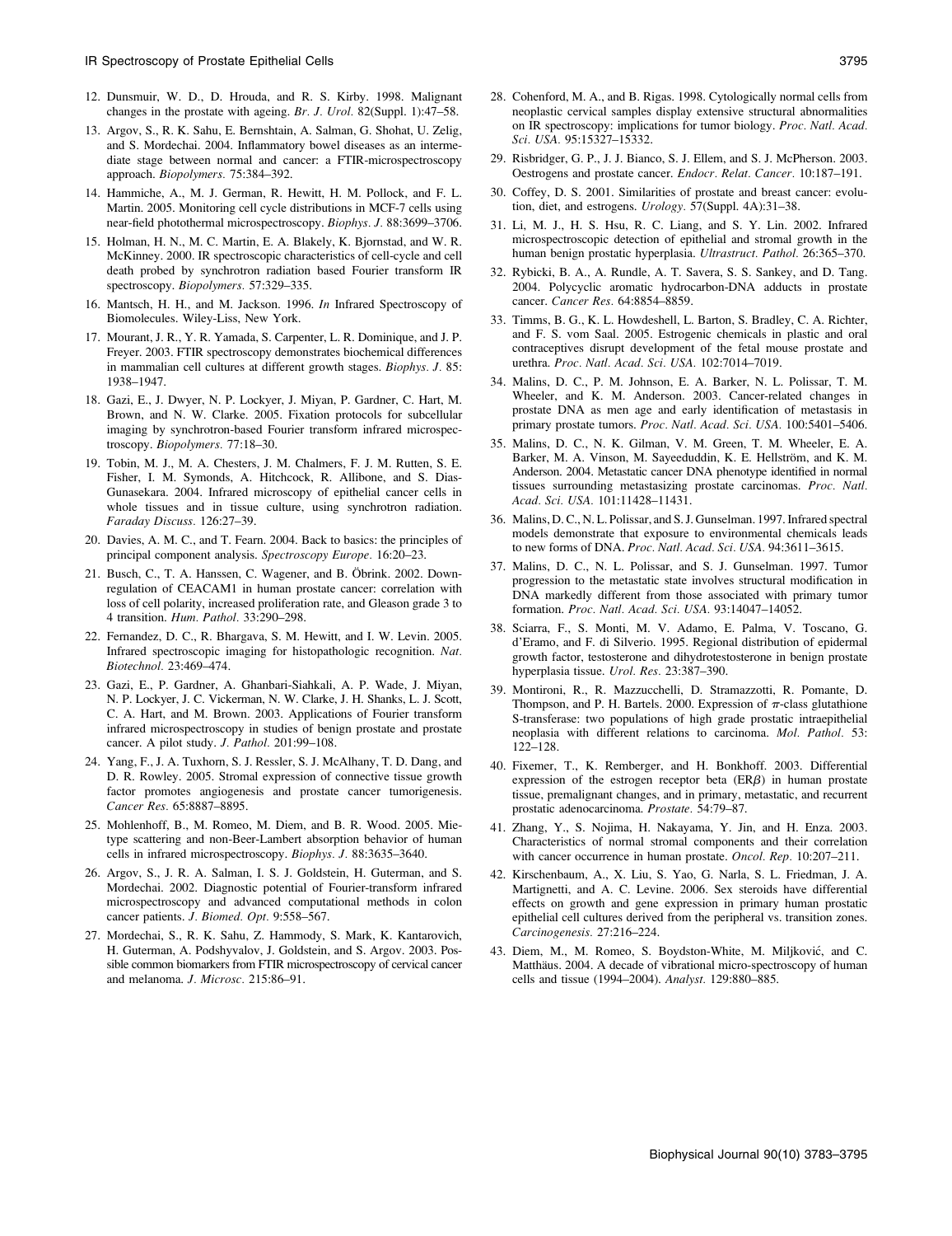12. Dunsmuir, W. D., D. Hrouda, and R. S. Kirby. 1998. Malignant changes in the prostate with ageing. *Br. J. Urol.* 82(Suppl. 1):47–58.

13. Argov, S., R. K. Sahu, E. Bernshtain, A. Salman, G. Shohat, U. Zelig, and S. Mordechai. 2004. Inflammatory bowel diseases as an intermediate stage between normal and cancer: a FTIR-microspectroscopy approach. *Biopolymers.* 75:384–392.

14. Hammiche, A., M. J. German, R. Hewitt, H. M. Pollock, and F. L. Martin. 2005. Monitoring cell cycle distributions in MCF-7 cells using near-field photothermal microspectroscopy. *Biophys. J.* 88:3699–3706.

15. Holman, H. N., M. C. Martin, E. A. Blakely, K. Bjornstad, and W. R. McKinney. 2000. IR spectroscopic characteristics of cell-cycle and cell death probed by synchrotron radiation based Fourier transform IR spectroscopy. *Biopolymers.* 57:329–335.

16. Mantsch, H. H., and M. Jackson. 1996. *In* Infrared Spectroscopy of Biomolecules. Wiley-Liss, New York.

17. Mourant, J. R., Y. R. Yamada, S. Carpenter, L. R. Dominique, and J. P. Freyer. 2003. FTIR spectroscopy demonstrates biochemical differences in mammalian cell cultures at different growth stages. *Biophys. J.* 85: 1938–1947.

18. Gazi, E., J. Dwyer, N. P. Lockyer, J. Miyan, P. Gardner, C. Hart, M. Brown, and N. W. Clarke. 2005. Fixation protocols for subcellular imaging by synchrotron-based Fourier transform infrared microspectroscopy. *Biopolymers.* 77:18–30.

19. Tobin, M. J., M. A. Chesters, J. M. Chalmers, F. J. M. Rutten, S. E. Fisher, I. M. Symonds, A. Hitchcock, R. Allibone, and S. Dias-Gunasekara. 2004. Infrared microscopy of epithelial cancer cells in whole tissues and in tissue culture, using synchrotron radiation. *Faraday Discuss.* 126:27–39.

20. Davies, A. M. C., and T. Fearn. 2004. Back to basics: the principles of principal component analysis. *Spectroscopy Europe.* 16:20–23.

21. Busch, C., T. A. Hanssen, C. Wagener, and B. Öbrink. 2002. Down-regulation of CEACAM1 in human prostate cancer: correlation with loss of cell polarity, increased proliferation rate, and Gleason grade 3 to 4 transition. *Hum. Pathol.* 33:290–298.

22. Fernandez, D. C., R. Bhargava, S. M. Hewitt, and I. W. Levin. 2005. Infrared spectroscopic imaging for histopathologic recognition. *Nat. Biotechnol.* 23:469–474.

23. Gazi, E., P. Gardner, A. Ghanbari-Siahkali, A. P. Wade, J. Miyan, N. P. Lockyer, J. C. Vickerman, N. W. Clarke, J. H. Shanks, L. J. Scott, C. A. Hart, and M. Brown. 2003. Applications of Fourier transform infrared microspectroscopy in studies of benign prostate and prostate cancer. A pilot study. *J. Pathol.* 201:99–108.

24. Yang, F., J. A. Tuxhorn, S. J. Ressler, S. J. McAlhany, T. D. Dang, and D. R. Rowley. 2005. Stromal expression of connective tissue growth factor promotes angiogenesis and prostate cancer tumorigenesis. *Cancer Res.* 65:8887–8895.

25. Mohlenhoff, B., M. Romeo, M. Diem, and B. R. Wood. 2005. Mie-type scattering and non-Beer-Lambert absorption behavior of human cells in infrared microspectroscopy. *Biophys. J.* 88:3635–3640.

26. Argov, S., J. R. A. Salman, I. S. J. Goldstein, H. Guterman, and S. Mordechai. 2002. Diagnostic potential of Fourier-transform infrared microspectroscopy and advanced computational methods in colon cancer patients. *J. Biomed. Opt.* 9:558–567.

27. Mordechai, S., R. K. Sahu, Z. Hammody, S. Mark, K. Kantarovich, H. Guterman, A. Podshyvalov, J. Goldstein, and S. Argov. 2003. Possible common biomarkers from FTIR microspectroscopy of cervical cancer and melanoma. *J. Microsc.* 215:86–91.

28. Cohenford, M. A., and B. Rigas. 1998. Cytologically normal cells from neoplastic cervical samples display extensive structural abnormalities on IR spectroscopy: implications for tumor biology. *Proc. Natl. Acad. Sci. USA.* 95:15327–15332.

29. Risbridger, G. P., J. J. Bianco, S. J. Ellem, and S. J. McPherson. 2003. Oestrogens and prostate cancer. *Endocr. Relat. Cancer.* 10:187–191.

30. Coffey, D. S. 2001. Similarities of prostate and breast cancer: evolution, diet, and estrogens. *Urology.* 57(Suppl. 4A):31–38.

31. Li, M. J., H. S. Hsu, R. C. Liang, and S. Y. Lin. 2002. Infrared microspectroscopic detection of epithelial and stromal growth in the human benign prostatic hyperplasia. *Ultrastruct. Pathol.* 26:365–370.

32. Rybicki, B. A., A. Rundle, A. T. Savera, S. S. Sankey, and D. Tang. 2004. Polycyclic aromatic hydrocarbon-DNA adducts in prostate cancer. *Cancer Res.* 64:8854–8859.

33. Timms, B. G., K. L. Howdeshell, L. Barton, S. Bradley, C. A. Richter, and F. S. vom Saal. 2005. Estrogenic chemicals in plastic and oral contraceptives disrupt development of the fetal mouse prostate and urethra. *Proc. Natl. Acad. Sci. USA.* 102:7014–7019.

34. Malins, D. C., P. M. Johnson, E. A. Barker, N. L. Polissar, T. M. Wheeler, and K. M. Anderson. 2003. Cancer-related changes in prostate DNA as men age and early identification of metastasis in primary prostate tumors. *Proc. Natl. Acad. Sci. USA.* 100:5401–5406.

35. Malins, D. C., N. K. Gilman, V. M. Green, T. M. Wheeler, E. A. Barker, M. A. Vinson, M. Sayeeduddin, K. E. Hellström, and K. M. Anderson. 2004. Metastatic cancer DNA phenotype identified in normal tissues surrounding metastasizing prostate carcinomas. *Proc. Natl. Acad. Sci. USA.* 101:11428–11431.

36. Malins, D. C., N. L. Polissar, and S. J. Gunselman. 1997. Infrared spectral models demonstrate that exposure to environmental chemicals leads to new forms of DNA. *Proc. Natl. Acad. Sci. USA.* 94:3611–3615.

37. Malins, D. C., N. L. Polissar, and S. J. Gunselman. 1997. Tumor progression to the metastatic state involves structural modification in DNA markedly different from those associated with primary tumor formation. *Proc. Natl. Acad. Sci. USA.* 93:14047–14052.

38. Sciarra, F., S. Monti, M. V. Adamo, E. Palma, V. Toscano, G. d'Eramo, and F. di Silverio. 1995. Regional distribution of epidermal growth factor, testosterone and dihydrotestosterone in benign prostate hyperplasia tissue. *Urol. Res.* 23:387–390.

39. Montironi, R., R. Mazzucchelli, D. Stramazzotti, R. Pomante, D. Thompson, and P. H. Bartels. 2000. Expression of $\pi$-class glutathione S-transferase: two populations of high grade prostatic intraepithelial neoplasia with different relations to carcinoma. *Mol. Pathol.* 53: 122–128.

40. Fixemer, T., K. Remberger, and H. Bonkhoff. 2003. Differential expression of the estrogen receptor beta (ER$\beta$) in human prostate tissue, premalignant changes, and in primary, metastatic, and recurrent prostatic adenocarcinoma. *Prostate.* 54:79–87.

41. Zhang, Y., S. Nojima, H. Nakayama, Y. Jin, and H. Enza. 2003. Characteristics of normal stromal components and their correlation with cancer occurrence in human prostate. *Oncol. Rep.* 10:207–211.

42. Kirschenbaum, A., X. Liu, S. Yao, G. Narla, S. L. Friedman, J. A. Martignetti, and A. C. Levine. 2006. Sex steroids have differential effects on growth and gene expression in primary human prostatic epithelial cell cultures derived from the peripheral vs. transition zones. *Carcinogenesis.* 27:216–224.

43. Diem, M., M. Romeo, S. Boydston-White, M. Miljković, and C. Matthäus. 2004. A decade of vibrational micro-spectroscopy of human cells and tissue (1994–2004). *Analyst.* 129:880–885.